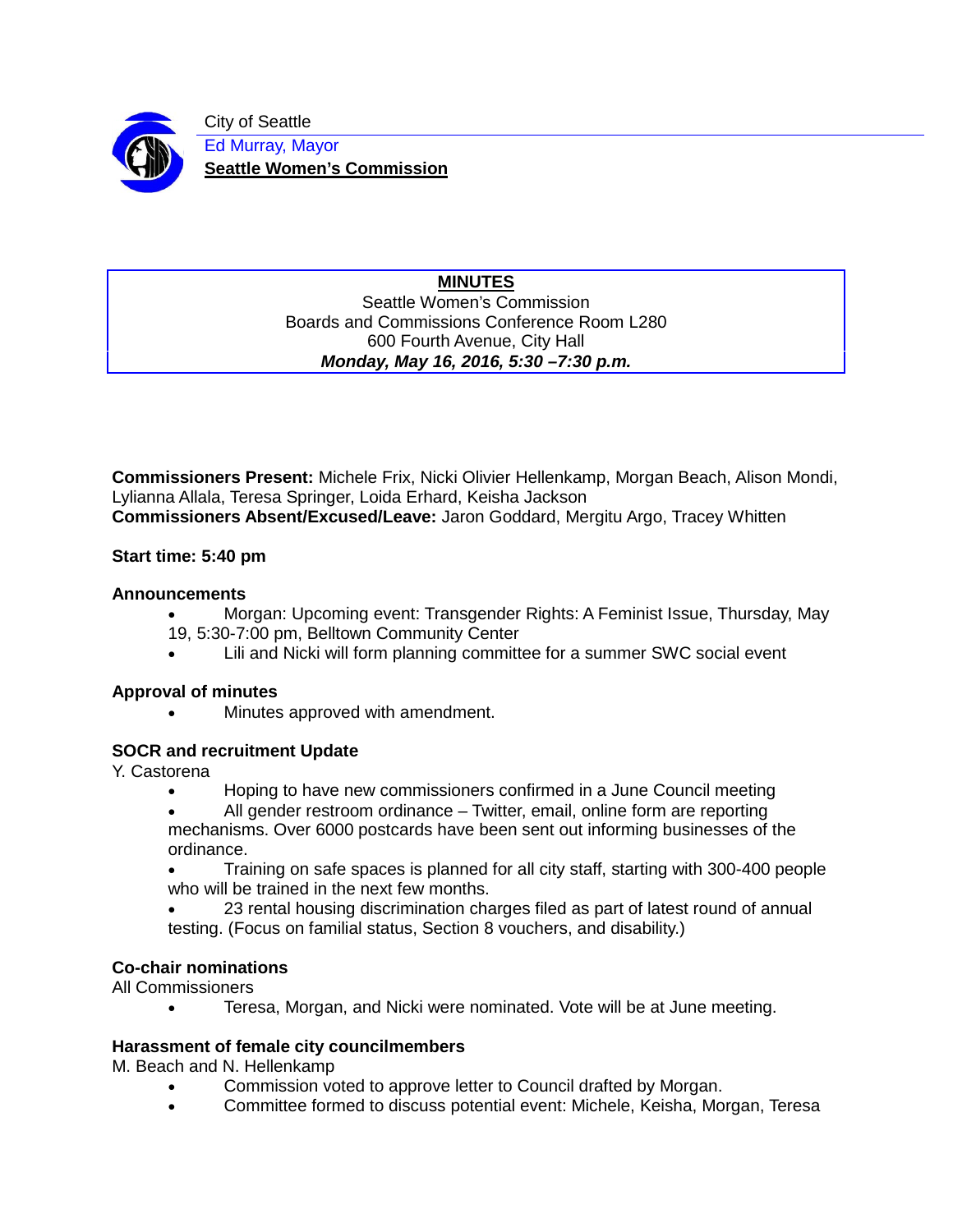City of Seattle

Ed Murray, Mayor

**Seattle Women's Commission**

**MINUTES**

Seattle Women's Commission
Boards and Commissions Conference Room L280
600 Fourth Avenue, City Hall
***Monday, May 16, 2016, 5:30 –7:30 p.m.***

**Commissioners Present:** Michele Frix, Nicki Olivier Hellenkamp, Morgan Beach, Alison Mondi, Lylianna Allala, Teresa Springer, Loida Erhard, Keisha Jackson
**Commissioners Absent/Excused/Leave:** Jaron Goddard, Mergitu Argo, Tracey Whitten

**Start time: 5:40 pm**

**Announcements**

- Morgan: Upcoming event: Transgender Rights: A Feminist Issue, Thursday, May 19, 5:30-7:00 pm, Belltown Community Center
- Lili and Nicki will form planning committee for a summer SWC social event

**Approval of minutes**

- Minutes approved with amendment.

**SOCR and recruitment Update**

Y. Castorena

- Hoping to have new commissioners confirmed in a June Council meeting
- All gender restroom ordinance – Twitter, email, online form are reporting mechanisms. Over 6000 postcards have been sent out informing businesses of the ordinance.
- Training on safe spaces is planned for all city staff, starting with 300-400 people who will be trained in the next few months.
- 23 rental housing discrimination charges filed as part of latest round of annual testing. (Focus on familial status, Section 8 vouchers, and disability.)

**Co-chair nominations**

All Commissioners

- Teresa, Morgan, and Nicki were nominated. Vote will be at June meeting.

**Harassment of female city councilmembers**

M. Beach and N. Hellenkamp

- Commission voted to approve letter to Council drafted by Morgan.
- Committee formed to discuss potential event: Michele, Keisha, Morgan, Teresa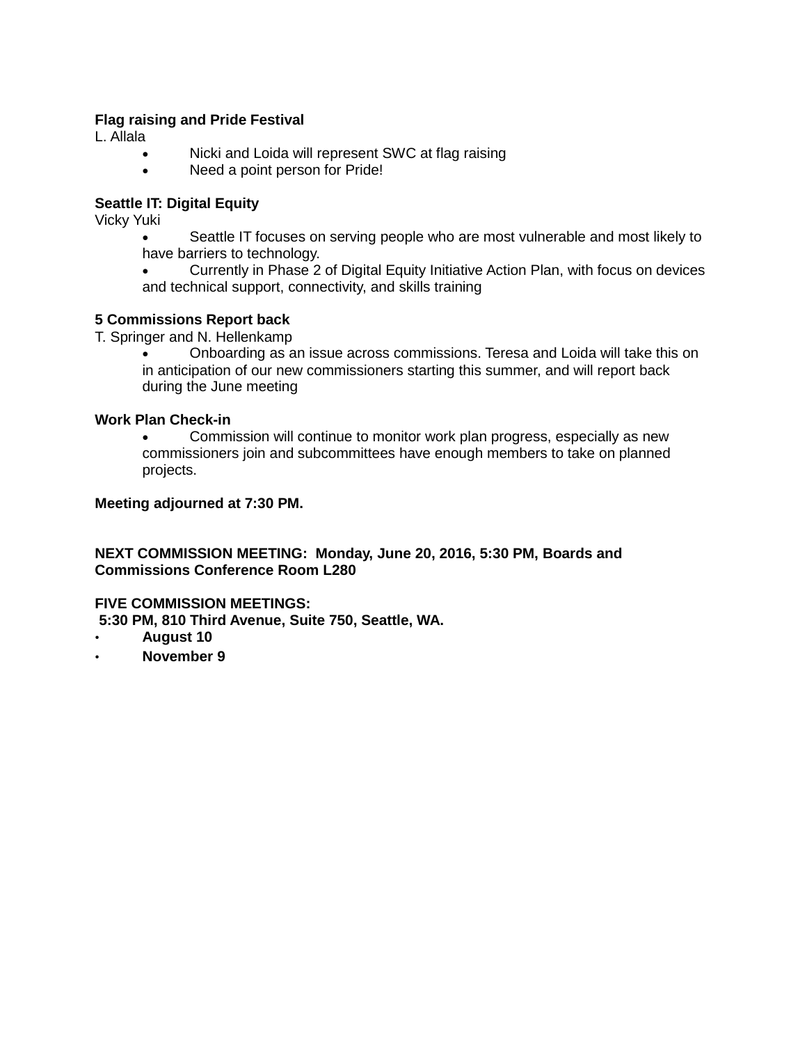**Flag raising and Pride Festival**
L. Allala

- Nicki and Loida will represent SWC at flag raising
- Need a point person for Pride!

**Seattle IT: Digital Equity**
Vicky Yuki

- Seattle IT focuses on serving people who are most vulnerable and most likely to have barriers to technology.
- Currently in Phase 2 of Digital Equity Initiative Action Plan, with focus on devices and technical support, connectivity, and skills training

**5 Commissions Report back**
T. Springer and N. Hellenkamp

- Onboarding as an issue across commissions. Teresa and Loida will take this on in anticipation of our new commissioners starting this summer, and will report back during the June meeting

**Work Plan Check-in**

- Commission will continue to monitor work plan progress, especially as new commissioners join and subcommittees have enough members to take on planned projects.

**Meeting adjourned at 7:30 PM.**

**NEXT COMMISSION MEETING: Monday, June 20, 2016, 5:30 PM, Boards and Commissions Conference Room L280**

**FIVE COMMISSION MEETINGS:**
**5:30 PM, 810 Third Avenue, Suite 750, Seattle, WA.**

- **August 10**
- **November 9**